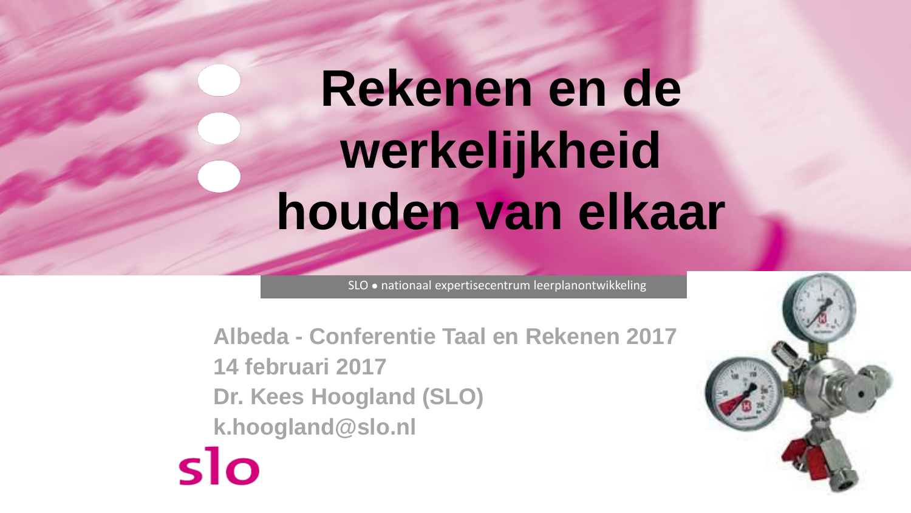# Rekenen en de werkelijkheid houden van elkaar

SLO • nationaal expertisecentrum leerplanontwikkeling

**Albeda - Conferentie Taal en Rekenen 2017**
**14 februari 2017**
**Dr. Kees Hoogland (SLO)**
**k.hoogland@slo.nl**

slo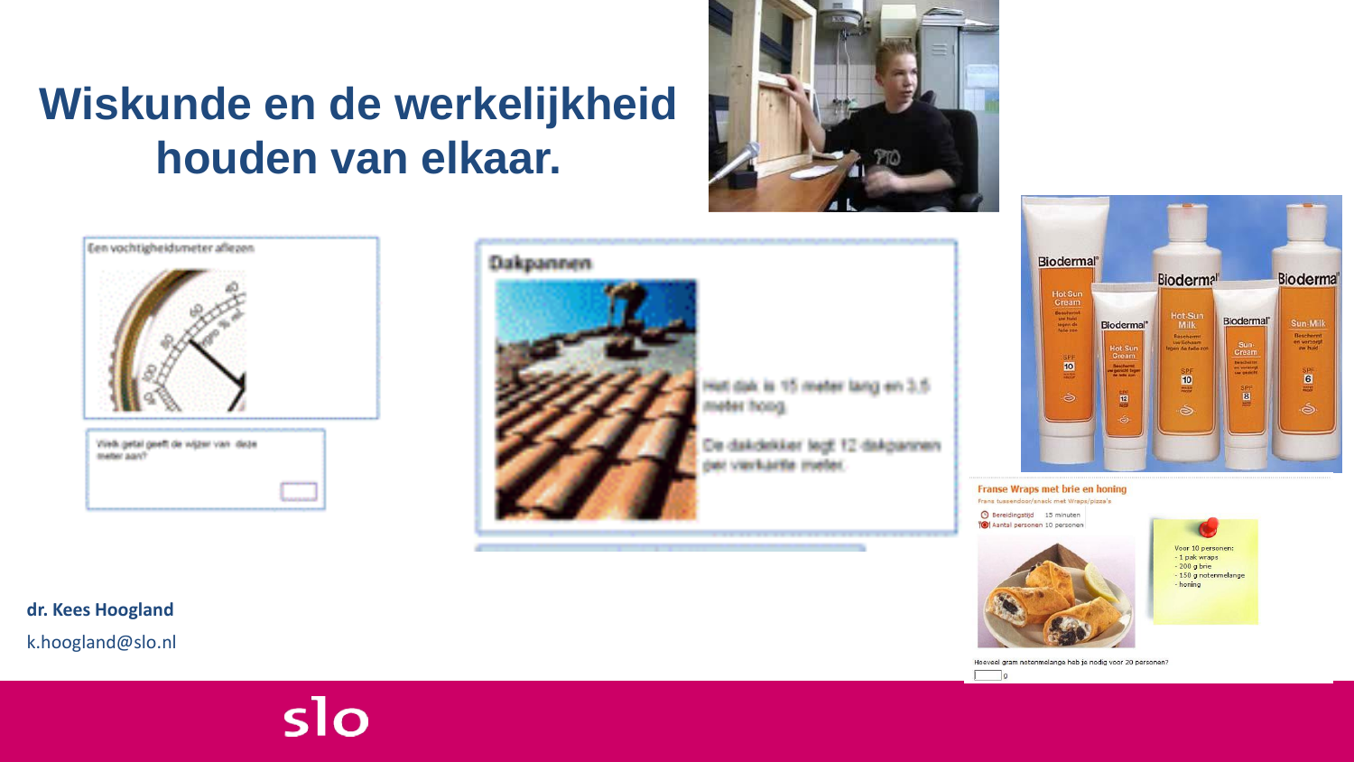# Wiskunde en de werkelijkheid houden van elkaar.

Een vochtigheidsmeter aflezen

Welk getal geeft de wijzer van deze meter aan?

Dakpannen

Het dak is 15 meter lang en 3.5 meter hoog.

De dakdekker legt 12 dakpannen per vierkante meter.

Franse Wraps met brie en honing

Frans tussendoor/snack met Wraps/pizza's

Bereidingstijd 15 minuten

Aantal personen 10 personen

Voor 10 personen:
- 1 pak wraps
- 200 g brie
- 150 g notenmelange
- honing

Hoeveel gram notenmelange heb je nodig voor 20 personen?

g

**dr. Kees Hoogland**

k.hoogland@slo.nl

slo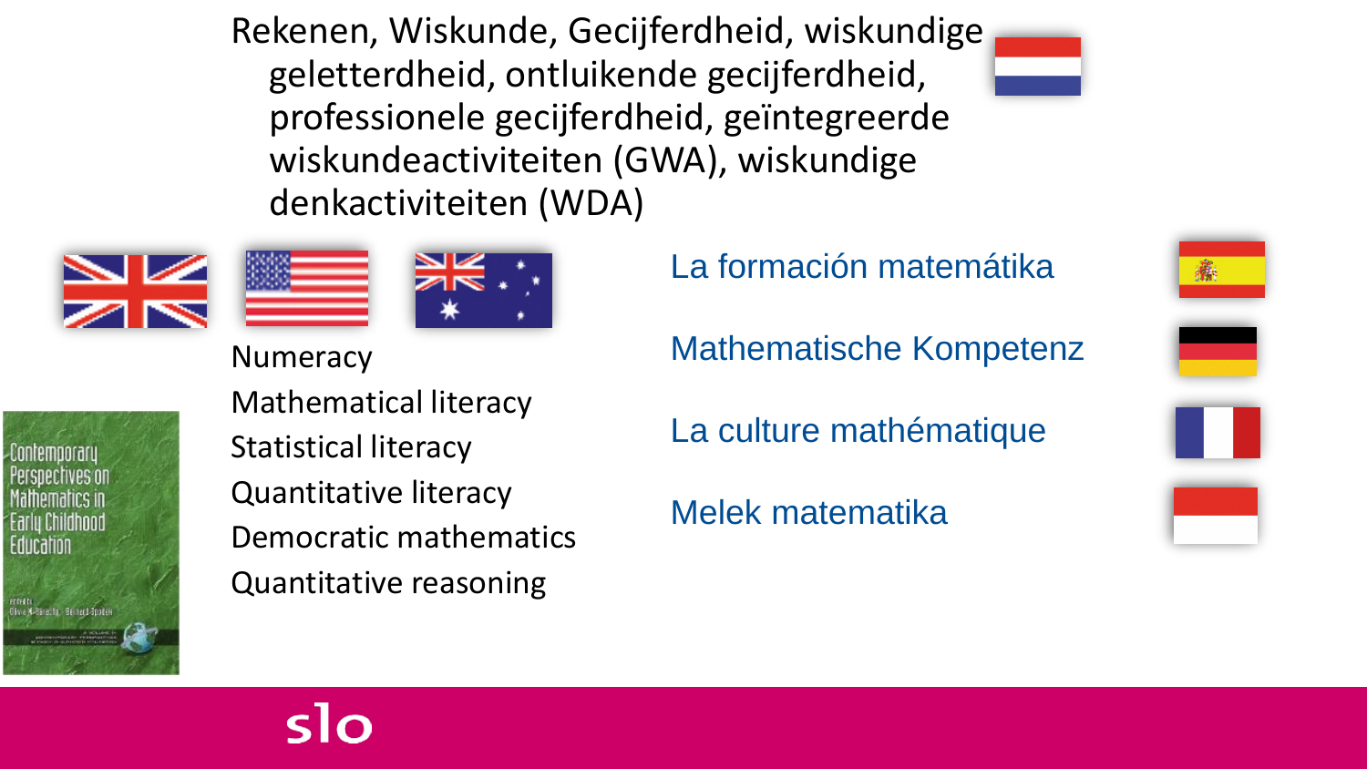Rekenen, Wiskunde, Gecijferdheid, wiskundige geletterdheid, ontluikende gecijferdheid, professionele gecijferdheid, geïntegreerde wiskundeactiviteiten (GWA), wiskundige denkactiviteiten (WDA)

- Numeracy
- Mathematical literacy
- Statistical literacy
- Quantitative literacy
- Democratic mathematics
- Quantitative reasoning

La formación matemátika

Mathematische Kompetenz

La culture mathématique

Melek matematika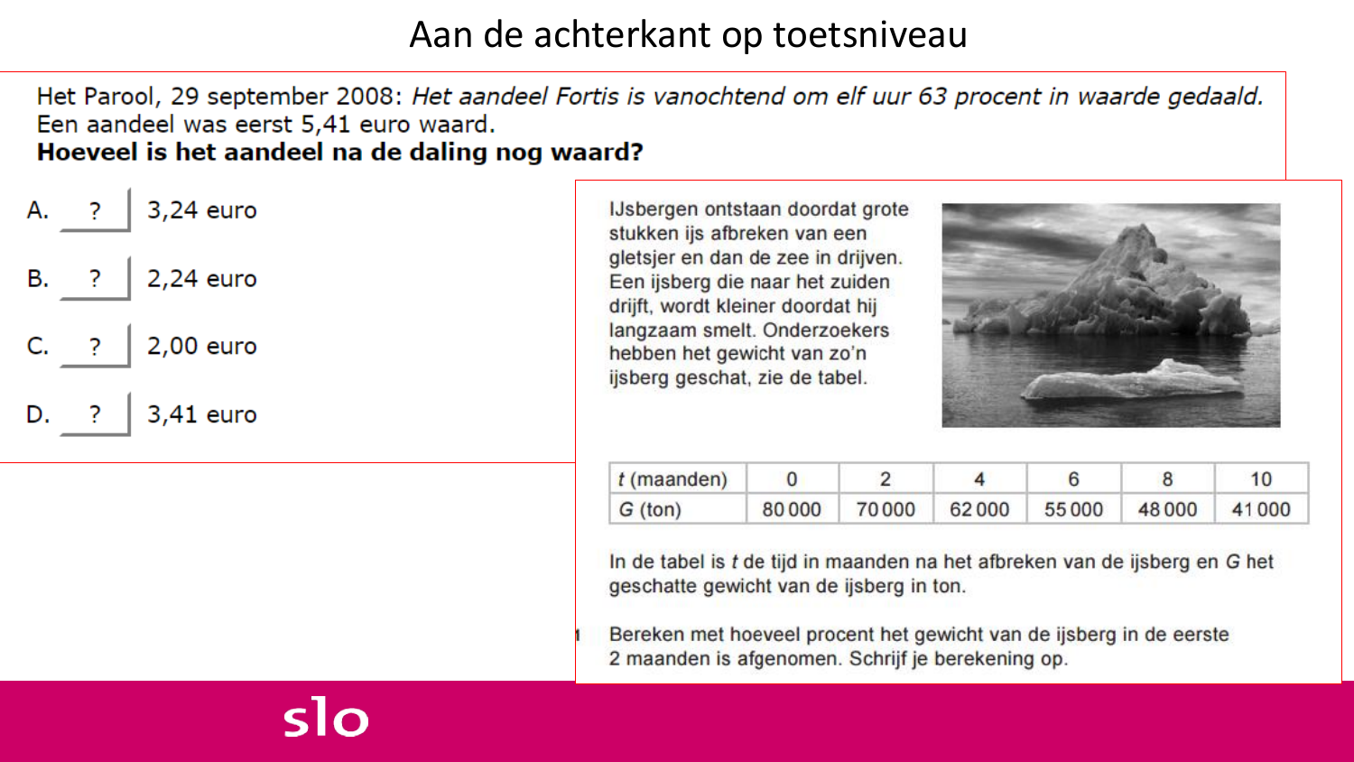# Aan de achterkant op toetsniveau

Het Parool, 29 september 2008: *Het aandeel Fortis is vanochtend om elf uur 63 procent in waarde gedaald.* Een aandeel was eerst 5,41 euro waard.

**Hoeveel is het aandeel na de daling nog waard?**

A. ? 3,24 euro

B. ? 2,24 euro

C. ? 2,00 euro

D. ? 3,41 euro

IJsbergen ontstaan doordat grote stukken ijs afbreken van een gletsjer en dan de zee in drijven. Een ijsberg die naar het zuiden drijft, wordt kleiner doordat hij langzaam smelt. Onderzoekers hebben het gewicht van zo'n ijsberg geschat, zie de tabel.

| $t$ (maanden) | 0 | 2 | 4 | 6 | 8 | 10 |
|---|---|---|---|---|---|---|
| $G$ (ton) | 80 000 | 70 000 | 62 000 | 55 000 | 48 000 | 41 000 |

In de tabel is $t$ de tijd in maanden na het afbreken van de ijsberg en $G$ het geschatte gewicht van de ijsberg in ton.

Bereken met hoeveel procent het gewicht van de ijsberg in de eerste 2 maanden is afgenomen. Schrijf je berekening op.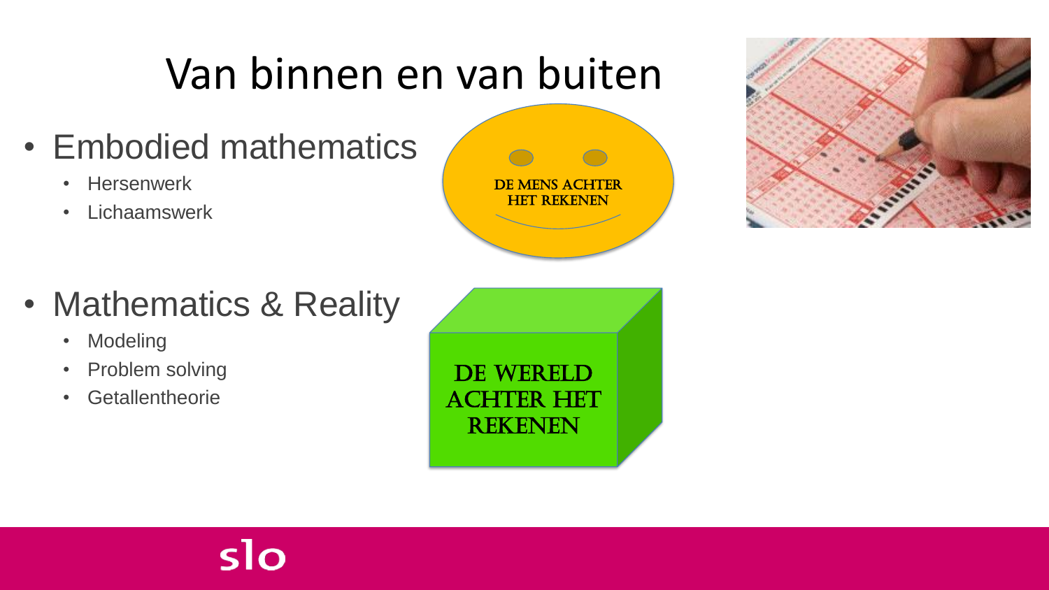# Van binnen en van buiten

- Embodied mathematics
  - Hersenwerk
  - Lichaamswerk

DE MENS ACHTER HET REKENEN

- Mathematics & Reality
  - Modeling
  - Problem solving
  - Getallentheorie

DE WERELD ACHTER HET REKENEN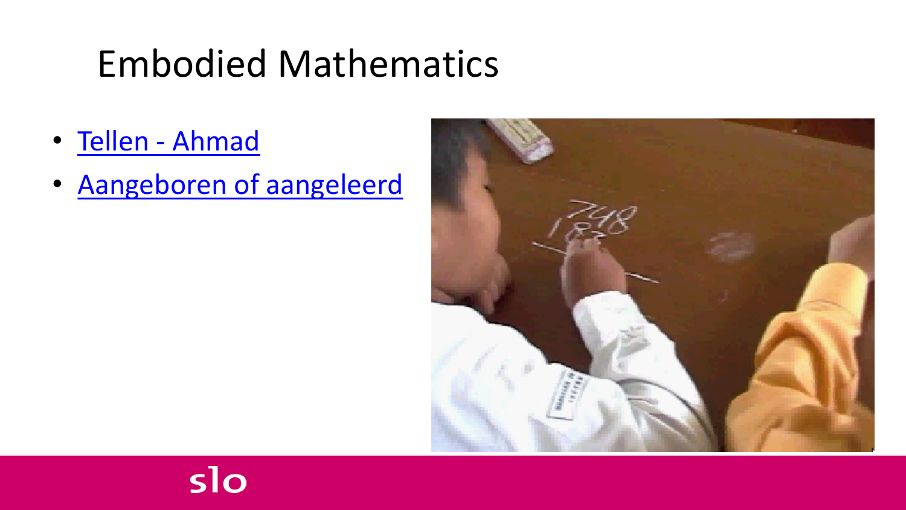# Embodied Mathematics

- Tellen - Ahmad
- Aangeboren of aangeleerd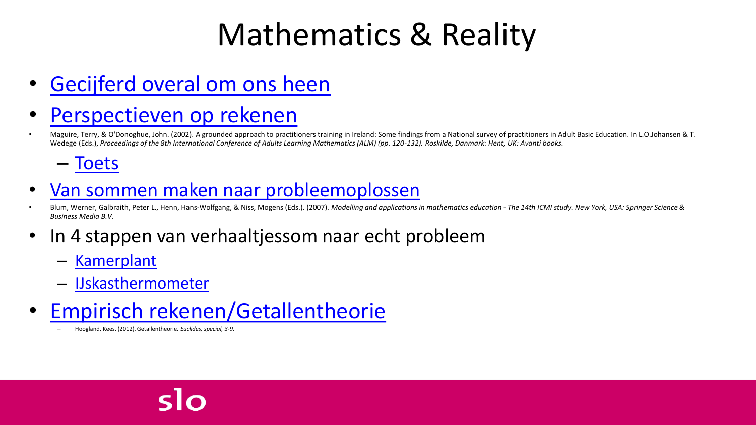# Mathematics & Reality

- Gecijferd overal om ons heen
- Perspectieven op rekenen
- Maguire, Terry, & O'Donoghue, John. (2002). A grounded approach to practitioners training in Ireland: Some findings from a National survey of practitioners in Adult Basic Education. In L.O.Johansen & T. Wedege (Eds.), *Proceedings of the 8th International Conference of Adults Learning Mathematics (ALM) (pp. 120-132). Roskilde, Danmark: Hent, UK: Avanti books.*
  - Toets
- Van sommen maken naar probleemoplossen
- Blum, Werner, Galbraith, Peter L., Henn, Hans-Wolfgang, & Niss, Mogens (Eds.). (2007). *Modelling and applications in mathematics education - The 14th ICMI study. New York, USA: Springer Science & Business Media B.V.*
- In 4 stappen van verhaaltjessom naar echt probleem
  - Kamerplant
  - IJskasthermometer
- Empirisch rekenen/Getallentheorie
  - Hoogland, Kees. (2012). Getallentheorie. *Euclides, special, 3-9.*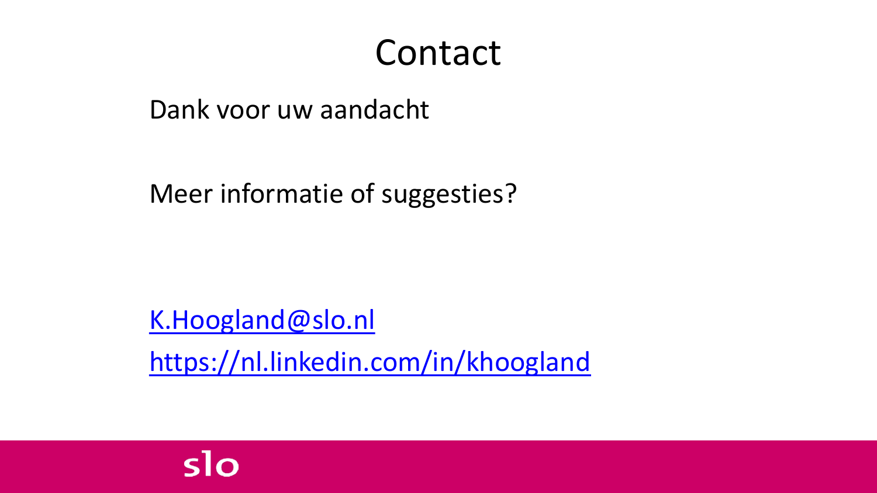# Contact

Dank voor uw aandacht

Meer informatie of suggesties?

[K.Hoogland@slo.nl](mailto:K.Hoogland@slo.nl)

[https://nl.linkedin.com/in/khoogland](https://nl.linkedin.com/in/khoogland)

slo